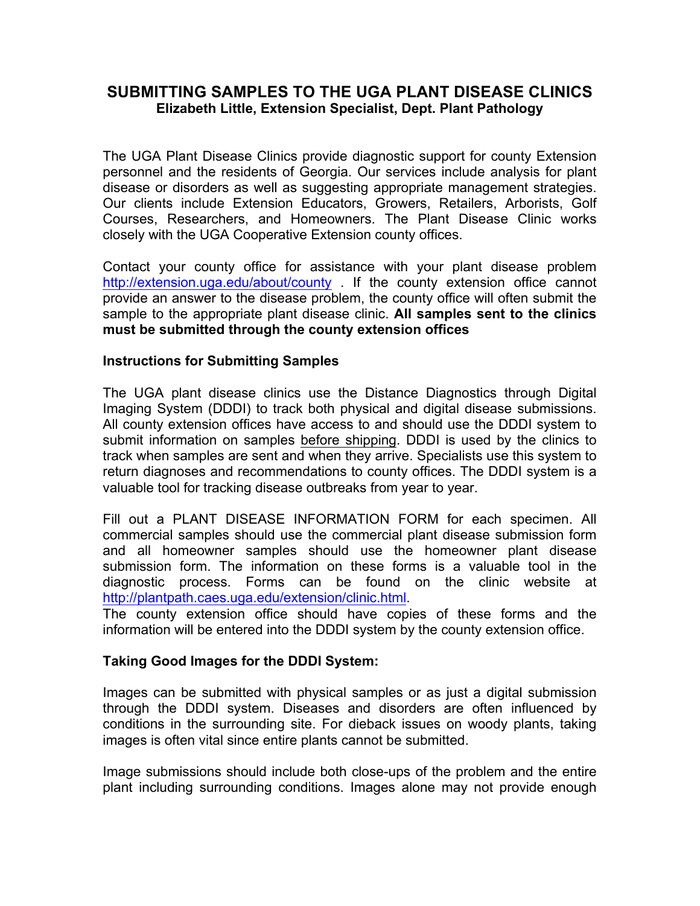# SUBMITTING SAMPLES TO THE UGA PLANT DISEASE CLINICS

**Elizabeth Little, Extension Specialist, Dept. Plant Pathology**

The UGA Plant Disease Clinics provide diagnostic support for county Extension personnel and the residents of Georgia. Our services include analysis for plant disease or disorders as well as suggesting appropriate management strategies. Our clients include Extension Educators, Growers, Retailers, Arborists, Golf Courses, Researchers, and Homeowners. The Plant Disease Clinic works closely with the UGA Cooperative Extension county offices.

Contact your county office for assistance with your plant disease problem http://extension.uga.edu/about/county . If the county extension office cannot provide an answer to the disease problem, the county office will often submit the sample to the appropriate plant disease clinic. **All samples sent to the clinics must be submitted through the county extension offices**

### Instructions for Submitting Samples

The UGA plant disease clinics use the Distance Diagnostics through Digital Imaging System (DDDI) to track both physical and digital disease submissions. All county extension offices have access to and should use the DDDI system to submit information on samples before shipping. DDDI is used by the clinics to track when samples are sent and when they arrive. Specialists use this system to return diagnoses and recommendations to county offices. The DDDI system is a valuable tool for tracking disease outbreaks from year to year.

Fill out a PLANT DISEASE INFORMATION FORM for each specimen. All commercial samples should use the commercial plant disease submission form and all homeowner samples should use the homeowner plant disease submission form. The information on these forms is a valuable tool in the diagnostic process. Forms can be found on the clinic website at http://plantpath.caes.uga.edu/extension/clinic.html.
The county extension office should have copies of these forms and the information will be entered into the DDDI system by the county extension office.

### Taking Good Images for the DDDI System:

Images can be submitted with physical samples or as just a digital submission through the DDDI system. Diseases and disorders are often influenced by conditions in the surrounding site. For dieback issues on woody plants, taking images is often vital since entire plants cannot be submitted.

Image submissions should include both close-ups of the problem and the entire plant including surrounding conditions. Images alone may not provide enough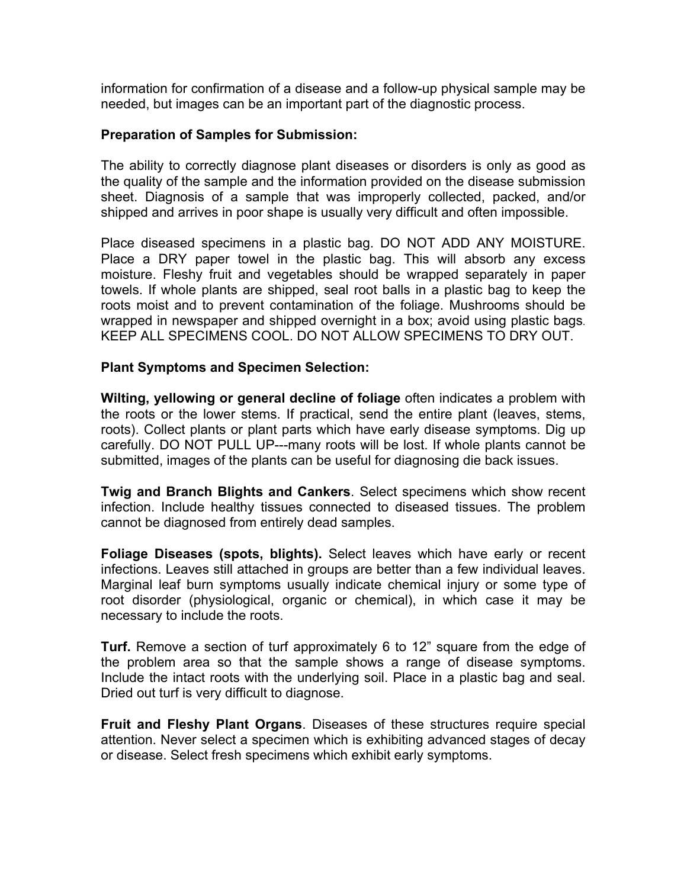information for confirmation of a disease and a follow-up physical sample may be needed, but images can be an important part of the diagnostic process.

**Preparation of Samples for Submission:**

The ability to correctly diagnose plant diseases or disorders is only as good as the quality of the sample and the information provided on the disease submission sheet. Diagnosis of a sample that was improperly collected, packed, and/or shipped and arrives in poor shape is usually very difficult and often impossible.

Place diseased specimens in a plastic bag. DO NOT ADD ANY MOISTURE. Place a DRY paper towel in the plastic bag. This will absorb any excess moisture. Fleshy fruit and vegetables should be wrapped separately in paper towels. If whole plants are shipped, seal root balls in a plastic bag to keep the roots moist and to prevent contamination of the foliage. Mushrooms should be wrapped in newspaper and shipped overnight in a box; avoid using plastic bags. KEEP ALL SPECIMENS COOL. DO NOT ALLOW SPECIMENS TO DRY OUT.

**Plant Symptoms and Specimen Selection:**

**Wilting, yellowing or general decline of foliage** often indicates a problem with the roots or the lower stems. If practical, send the entire plant (leaves, stems, roots). Collect plants or plant parts which have early disease symptoms. Dig up carefully. DO NOT PULL UP---many roots will be lost. If whole plants cannot be submitted, images of the plants can be useful for diagnosing die back issues.

**Twig and Branch Blights and Cankers**. Select specimens which show recent infection. Include healthy tissues connected to diseased tissues. The problem cannot be diagnosed from entirely dead samples.

**Foliage Diseases (spots, blights).** Select leaves which have early or recent infections. Leaves still attached in groups are better than a few individual leaves. Marginal leaf burn symptoms usually indicate chemical injury or some type of root disorder (physiological, organic or chemical), in which case it may be necessary to include the roots.

**Turf.** Remove a section of turf approximately 6 to 12" square from the edge of the problem area so that the sample shows a range of disease symptoms. Include the intact roots with the underlying soil. Place in a plastic bag and seal. Dried out turf is very difficult to diagnose.

**Fruit and Fleshy Plant Organs**. Diseases of these structures require special attention. Never select a specimen which is exhibiting advanced stages of decay or disease. Select fresh specimens which exhibit early symptoms.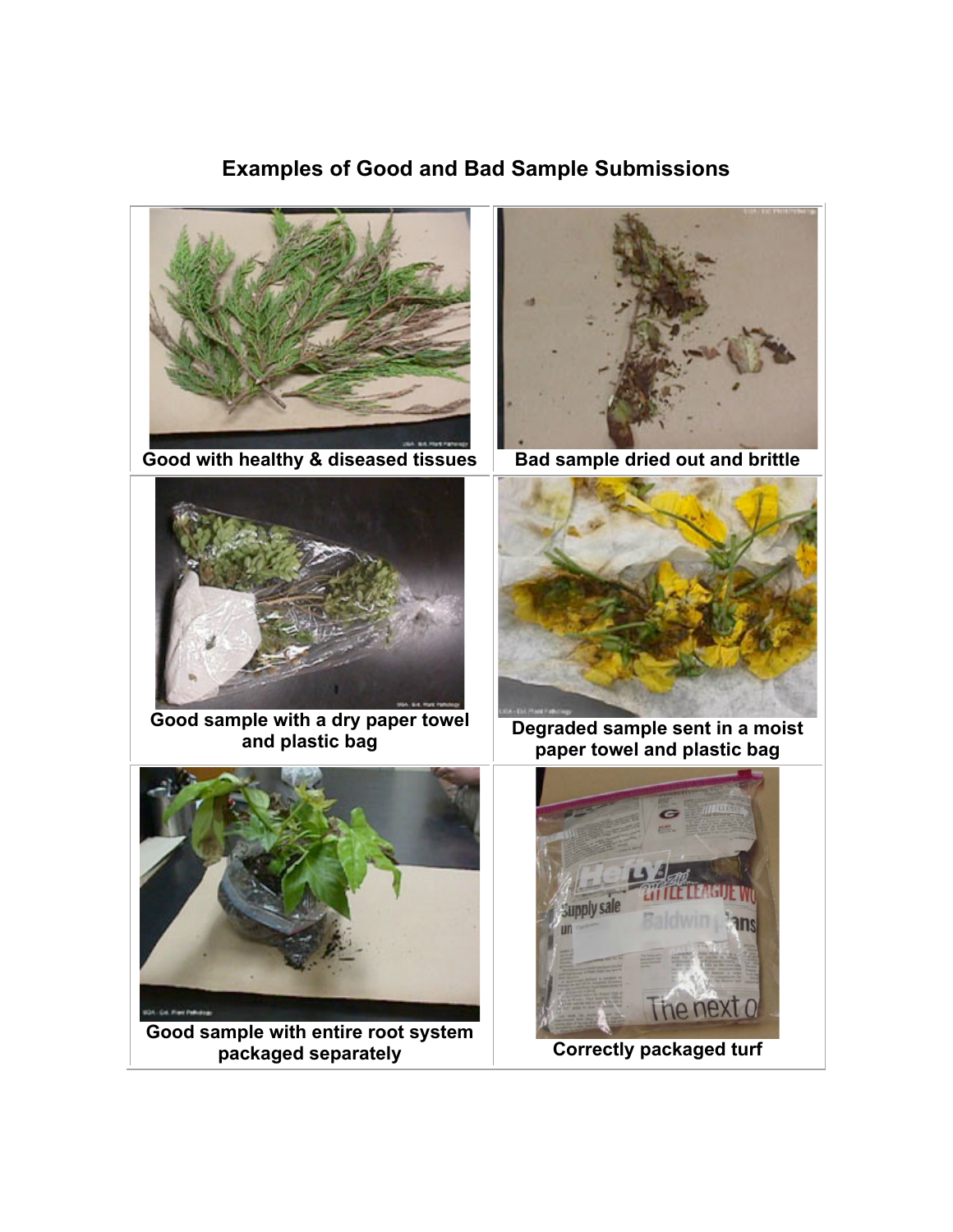# Examples of Good and Bad Sample Submissions

| | |
|---|---|
| Good with healthy & diseased tissues | Bad sample dried out and brittle |
| Good sample with a dry paper towel and plastic bag | Degraded sample sent in a moist paper towel and plastic bag |
| Good sample with entire root system packaged separately | Correctly packaged turf |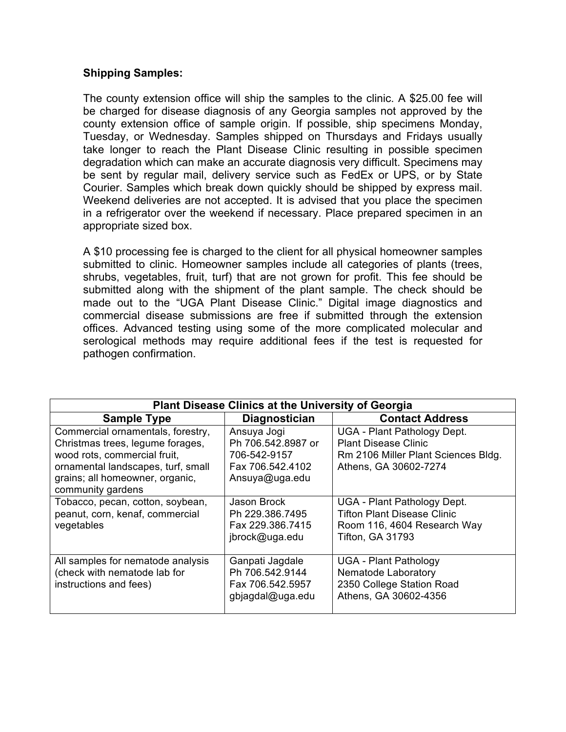**Shipping Samples:**

The county extension office will ship the samples to the clinic. A $25.00 fee will be charged for disease diagnosis of any Georgia samples not approved by the county extension office of sample origin. If possible, ship specimens Monday, Tuesday, or Wednesday. Samples shipped on Thursdays and Fridays usually take longer to reach the Plant Disease Clinic resulting in possible specimen degradation which can make an accurate diagnosis very difficult. Specimens may be sent by regular mail, delivery service such as FedEx or UPS, or by State Courier. Samples which break down quickly should be shipped by express mail. Weekend deliveries are not accepted. It is advised that you place the specimen in a refrigerator over the weekend if necessary. Place prepared specimen in an appropriate sized box.

A $10 processing fee is charged to the client for all physical homeowner samples submitted to clinic. Homeowner samples include all categories of plants (trees, shrubs, vegetables, fruit, turf) that are not grown for profit. This fee should be submitted along with the shipment of the plant sample. The check should be made out to the "UGA Plant Disease Clinic." Digital image diagnostics and commercial disease submissions are free if submitted through the extension offices. Advanced testing using some of the more complicated molecular and serological methods may require additional fees if the test is requested for pathogen confirmation.

| Plant Disease Clinics at the University of Georgia | | |
|---|---|---|
| **Sample Type** | **Diagnostician** | **Contact Address** |
| Commercial ornamentals, forestry, Christmas trees, legume forages, wood rots, commercial fruit, ornamental landscapes, turf, small grains; all homeowner, organic, community gardens | Ansuya Jogi<br>Ph 706.542.8987 or 706-542-9157<br>Fax 706.542.4102<br>Ansuya@uga.edu | UGA - Plant Pathology Dept.<br>Plant Disease Clinic<br>Rm 2106 Miller Plant Sciences Bldg.<br>Athens, GA 30602-7274 |
| Tobacco, pecan, cotton, soybean, peanut, corn, kenaf, commercial vegetables | Jason Brock<br>Ph 229.386.7495<br>Fax 229.386.7415<br>jbrock@uga.edu | UGA - Plant Pathology Dept.<br>Tifton Plant Disease Clinic<br>Room 116, 4604 Research Way<br>Tifton, GA 31793 |
| All samples for nematode analysis (check with nematode lab for instructions and fees) | Ganpati Jagdale<br>Ph 706.542.9144<br>Fax 706.542.5957<br>gbjagdal@uga.edu | UGA - Plant Pathology<br>Nematode Laboratory<br>2350 College Station Road<br>Athens, GA 30602-4356 |